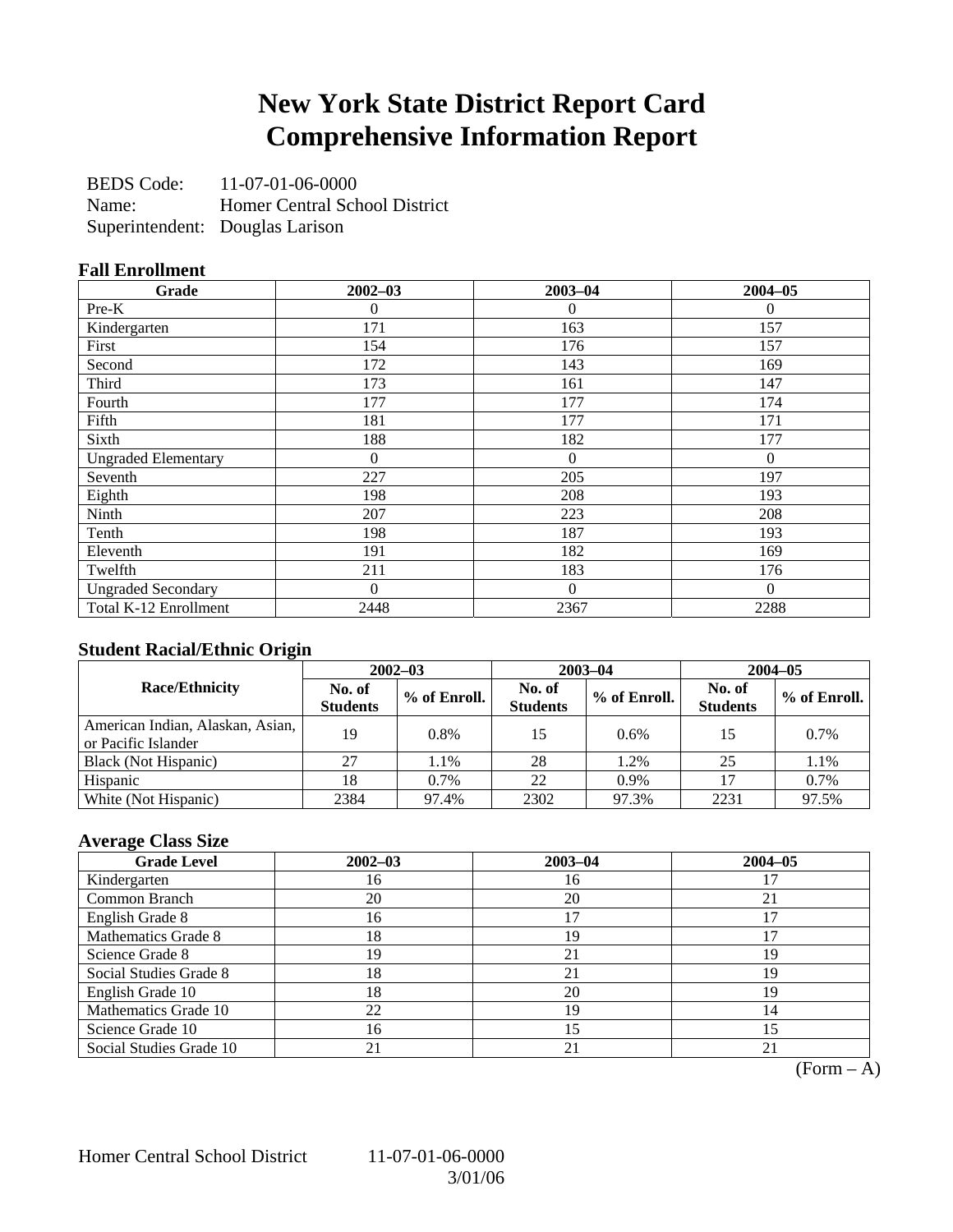# New York State District Report Card
# Comprehensive Information Report

BEDS Code: 11-07-01-06-0000
Name: Homer Central School District
Superintendent: Douglas Larison

### Fall Enrollment

| Grade | 2002–03 | 2003–04 | 2004–05 |
|---|---|---|---|
| Pre-K | 0 | 0 | 0 |
| Kindergarten | 171 | 163 | 157 |
| First | 154 | 176 | 157 |
| Second | 172 | 143 | 169 |
| Third | 173 | 161 | 147 |
| Fourth | 177 | 177 | 174 |
| Fifth | 181 | 177 | 171 |
| Sixth | 188 | 182 | 177 |
| Ungraded Elementary | 0 | 0 | 0 |
| Seventh | 227 | 205 | 197 |
| Eighth | 198 | 208 | 193 |
| Ninth | 207 | 223 | 208 |
| Tenth | 198 | 187 | 193 |
| Eleventh | 191 | 182 | 169 |
| Twelfth | 211 | 183 | 176 |
| Ungraded Secondary | 0 | 0 | 0 |
| Total K-12 Enrollment | 2448 | 2367 | 2288 |

### Student Racial/Ethnic Origin

| Race/Ethnicity | 2002–03 | | 2003–04 | | 2004–05 | |
|---|---|---|---|---|---|---|
| | No. of Students | % of Enroll. | No. of Students | % of Enroll. | No. of Students | % of Enroll. |
| American Indian, Alaskan, Asian, or Pacific Islander | 19 | 0.8% | 15 | 0.6% | 15 | 0.7% |
| Black (Not Hispanic) | 27 | 1.1% | 28 | 1.2% | 25 | 1.1% |
| Hispanic | 18 | 0.7% | 22 | 0.9% | 17 | 0.7% |
| White (Not Hispanic) | 2384 | 97.4% | 2302 | 97.3% | 2231 | 97.5% |

### Average Class Size

| Grade Level | 2002–03 | 2003–04 | 2004–05 |
|---|---|---|---|
| Kindergarten | 16 | 16 | 17 |
| Common Branch | 20 | 20 | 21 |
| English Grade 8 | 16 | 17 | 17 |
| Mathematics Grade 8 | 18 | 19 | 17 |
| Science Grade 8 | 19 | 21 | 19 |
| Social Studies Grade 8 | 18 | 21 | 19 |
| English Grade 10 | 18 | 20 | 19 |
| Mathematics Grade 10 | 22 | 19 | 14 |
| Science Grade 10 | 16 | 15 | 15 |
| Social Studies Grade 10 | 21 | 21 | 21 |

(Form – A)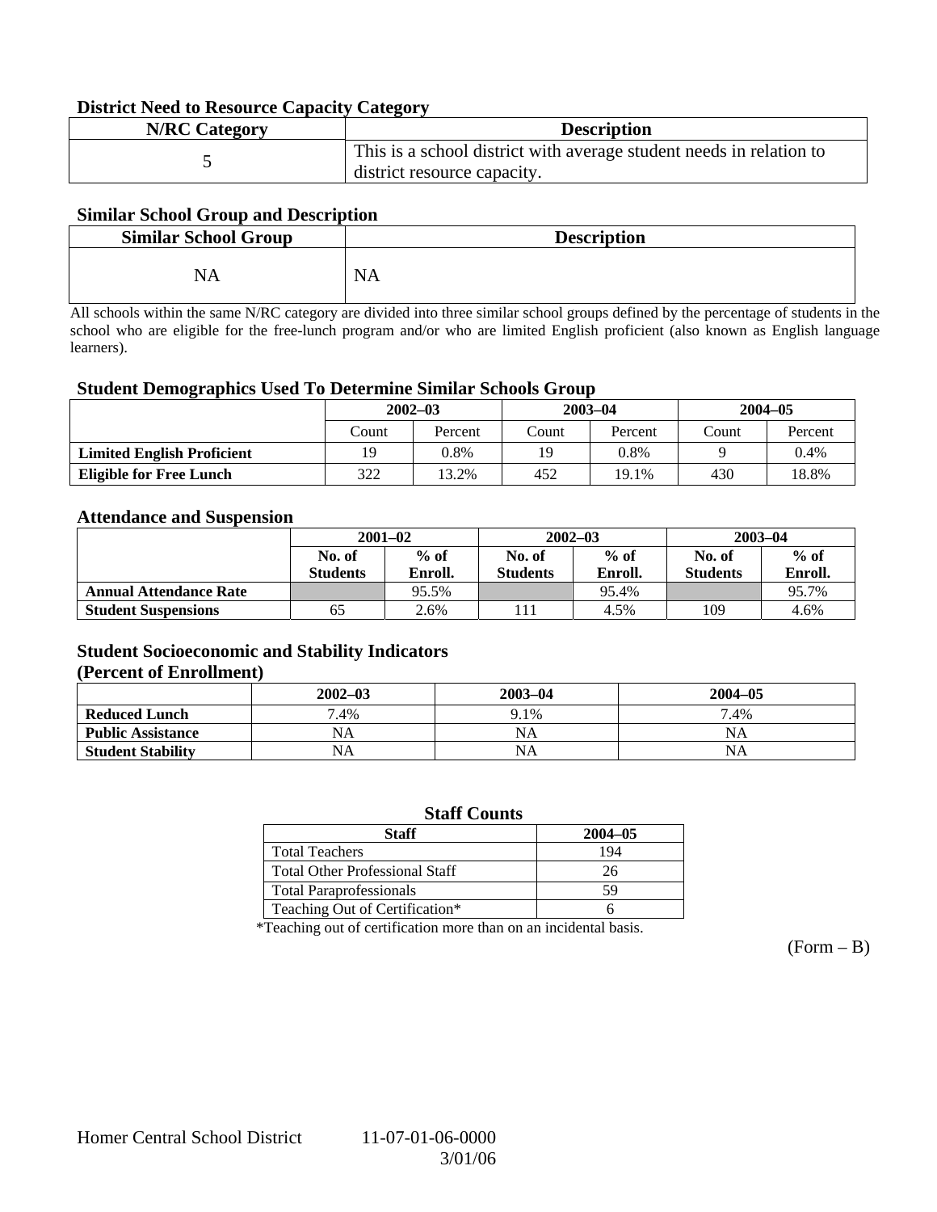### District Need to Resource Capacity Category

| N/RC Category | Description |
|---|---|
| 5 | This is a school district with average student needs in relation to district resource capacity. |

### Similar School Group and Description

| Similar School Group | Description |
|---|---|
| NA | NA |

All schools within the same N/RC category are divided into three similar school groups defined by the percentage of students in the school who are eligible for the free-lunch program and/or who are limited English proficient (also known as English language learners).

### Student Demographics Used To Determine Similar Schools Group

| | 2002–03 | | 2003–04 | | 2004–05 | |
|---|---|---|---|---|---|---|
| | Count | Percent | Count | Percent | Count | Percent |
| **Limited English Proficient** | 19 | 0.8% | 19 | 0.8% | 9 | 0.4% |
| **Eligible for Free Lunch** | 322 | 13.2% | 452 | 19.1% | 430 | 18.8% |

### Attendance and Suspension

| | 2001–02 | | 2002–03 | | 2003–04 | |
|---|---|---|---|---|---|---|
| | No. of Students | % of Enroll. | No. of Students | % of Enroll. | No. of Students | % of Enroll. |
| **Annual Attendance Rate** | | 95.5% | | 95.4% | | 95.7% |
| **Student Suspensions** | 65 | 2.6% | 111 | 4.5% | 109 | 4.6% |

### Student Socioeconomic and Stability Indicators (Percent of Enrollment)

| | 2002–03 | 2003–04 | 2004–05 |
|---|---|---|---|
| **Reduced Lunch** | 7.4% | 9.1% | 7.4% |
| **Public Assistance** | NA | NA | NA |
| **Student Stability** | NA | NA | NA |

### Staff Counts

| Staff | 2004–05 |
|---|---|
| Total Teachers | 194 |
| Total Other Professional Staff | 26 |
| Total Paraprofessionals | 59 |
| Teaching Out of Certification* | 6 |

*Teaching out of certification more than on an incidental basis.

(Form – B)

Homer Central School District 11-07-01-06-0000
3/01/06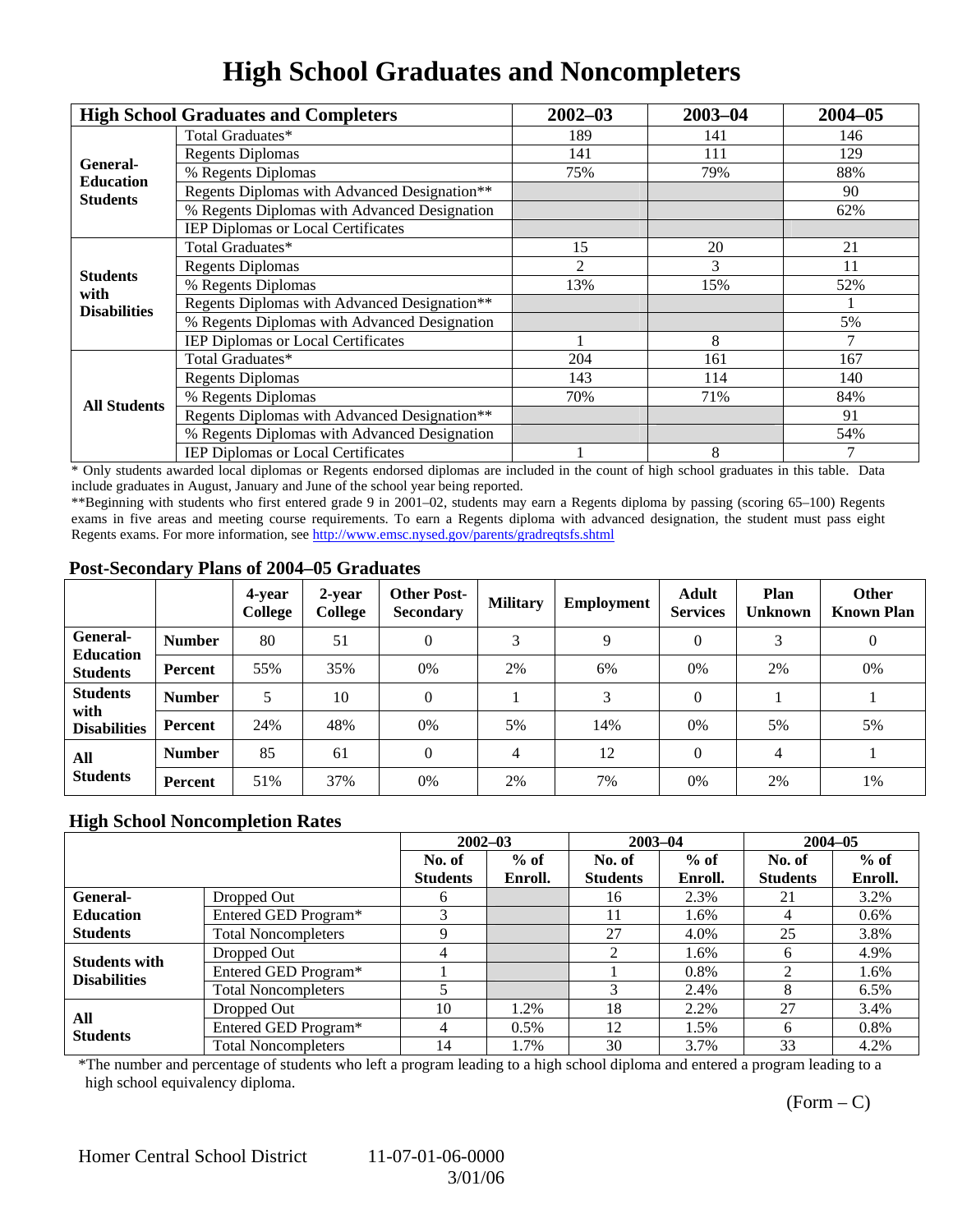# High School Graduates and Noncompleters

| High School Graduates and Completers | | 2002–03 | 2003–04 | 2004–05 |
|---|---|---|---|---|
| General-Education Students | Total Graduates* | 189 | 141 | 146 |
| | Regents Diplomas | 141 | 111 | 129 |
| | % Regents Diplomas | 75% | 79% | 88% |
| | Regents Diplomas with Advanced Designation** | | | 90 |
| | % Regents Diplomas with Advanced Designation | | | 62% |
| | IEP Diplomas or Local Certificates | | | |
| Students with Disabilities | Total Graduates* | 15 | 20 | 21 |
| | Regents Diplomas | 2 | 3 | 11 |
| | % Regents Diplomas | 13% | 15% | 52% |
| | Regents Diplomas with Advanced Designation** | | | 1 |
| | % Regents Diplomas with Advanced Designation | | | 5% |
| | IEP Diplomas or Local Certificates | 1 | 8 | 7 |
| All Students | Total Graduates* | 204 | 161 | 167 |
| | Regents Diplomas | 143 | 114 | 140 |
| | % Regents Diplomas | 70% | 71% | 84% |
| | Regents Diplomas with Advanced Designation** | | | 91 |
| | % Regents Diplomas with Advanced Designation | | | 54% |
| | IEP Diplomas or Local Certificates | 1 | 8 | 7 |

\* Only students awarded local diplomas or Regents endorsed diplomas are included in the count of high school graduates in this table. Data include graduates in August, January and June of the school year being reported.

**Beginning with students who first entered grade 9 in 2001–02, students may earn a Regents diploma by passing (scoring 65–100) Regents exams in five areas and meeting course requirements. To earn a Regents diploma with advanced designation, the student must pass eight Regents exams. For more information, see http://www.emsc.nysed.gov/parents/gradreqtsfs.shtml

## Post-Secondary Plans of 2004–05 Graduates

| | | 4-year College | 2-year College | Other Post-Secondary | Military | Employment | Adult Services | Plan Unknown | Other Known Plan |
|---|---|---|---|---|---|---|---|---|---|
| General-Education Students | Number | 80 | 51 | 0 | 3 | 9 | 0 | 3 | 0 |
| | Percent | 55% | 35% | 0% | 2% | 6% | 0% | 2% | 0% |
| Students with Disabilities | Number | 5 | 10 | 0 | 1 | 3 | 0 | 1 | 1 |
| | Percent | 24% | 48% | 0% | 5% | 14% | 0% | 5% | 5% |
| All Students | Number | 85 | 61 | 0 | 4 | 12 | 0 | 4 | 1 |
| | Percent | 51% | 37% | 0% | 2% | 7% | 0% | 2% | 1% |

## High School Noncompletion Rates

| | | 2002–03 | | 2003–04 | | 2004–05 | |
|---|---|---|---|---|---|---|---|
| | | No. of Students | % of Enroll. | No. of Students | % of Enroll. | No. of Students | % of Enroll. |
| General-Education Students | Dropped Out | 6 | | 16 | 2.3% | 21 | 3.2% |
| | Entered GED Program* | 3 | | 11 | 1.6% | 4 | 0.6% |
| | Total Noncompleters | 9 | | 27 | 4.0% | 25 | 3.8% |
| Students with Disabilities | Dropped Out | 4 | | 2 | 1.6% | 6 | 4.9% |
| | Entered GED Program* | 1 | | 1 | 0.8% | 2 | 1.6% |
| | Total Noncompleters | 5 | | 3 | 2.4% | 8 | 6.5% |
| All Students | Dropped Out | 10 | 1.2% | 18 | 2.2% | 27 | 3.4% |
| | Entered GED Program* | 4 | 0.5% | 12 | 1.5% | 6 | 0.8% |
| | Total Noncompleters | 14 | 1.7% | 30 | 3.7% | 33 | 4.2% |

*The number and percentage of students who left a program leading to a high school diploma and entered a program leading to a high school equivalency diploma.

(Form – C)

Homer Central School District 11-07-01-06-0000 3/01/06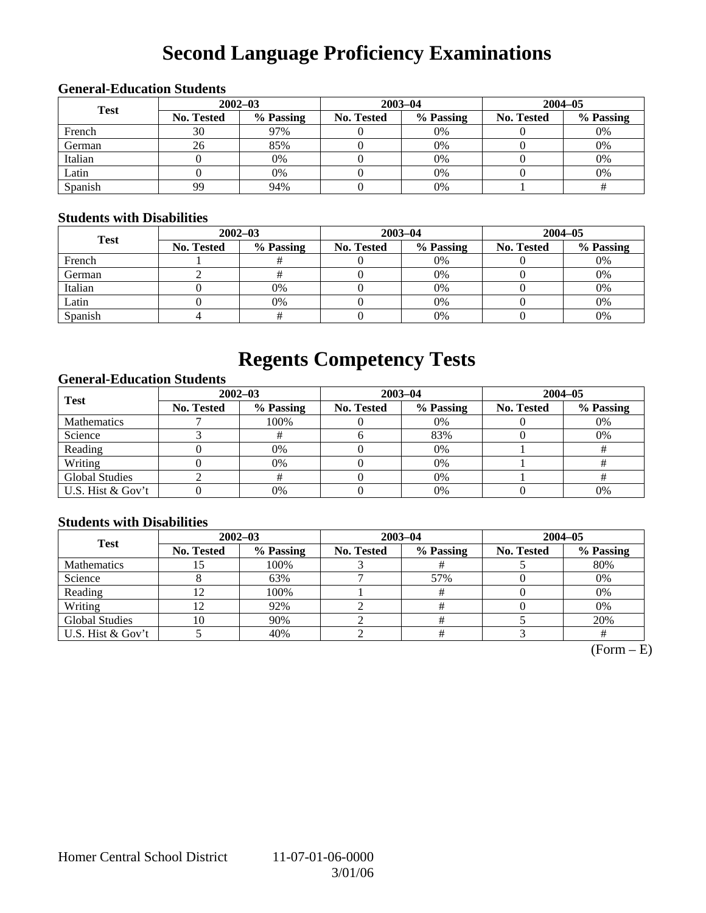# Second Language Proficiency Examinations

### General-Education Students

| Test | 2002–03 | | 2003–04 | | 2004–05 | |
|---|---|---|---|---|---|---|
| | No. Tested | % Passing | No. Tested | % Passing | No. Tested | % Passing |
| French | 30 | 97% | 0 | 0% | 0 | 0% |
| German | 26 | 85% | 0 | 0% | 0 | 0% |
| Italian | 0 | 0% | 0 | 0% | 0 | 0% |
| Latin | 0 | 0% | 0 | 0% | 0 | 0% |
| Spanish | 99 | 94% | 0 | 0% | 1 | # |

### Students with Disabilities

| Test | 2002–03 | | 2003–04 | | 2004–05 | |
|---|---|---|---|---|---|---|
| | No. Tested | % Passing | No. Tested | % Passing | No. Tested | % Passing |
| French | 1 | # | 0 | 0% | 0 | 0% |
| German | 2 | # | 0 | 0% | 0 | 0% |
| Italian | 0 | 0% | 0 | 0% | 0 | 0% |
| Latin | 0 | 0% | 0 | 0% | 0 | 0% |
| Spanish | 4 | # | 0 | 0% | 0 | 0% |

# Regents Competency Tests

### General-Education Students

| Test | 2002–03 | | 2003–04 | | 2004–05 | |
|---|---|---|---|---|---|---|
| | No. Tested | % Passing | No. Tested | % Passing | No. Tested | % Passing |
| Mathematics | 7 | 100% | 0 | 0% | 0 | 0% |
| Science | 3 | # | 6 | 83% | 0 | 0% |
| Reading | 0 | 0% | 0 | 0% | 1 | # |
| Writing | 0 | 0% | 0 | 0% | 1 | # |
| Global Studies | 2 | # | 0 | 0% | 1 | # |
| U.S. Hist & Gov't | 0 | 0% | 0 | 0% | 0 | 0% |

### Students with Disabilities

| Test | 2002–03 | | 2003–04 | | 2004–05 | |
|---|---|---|---|---|---|---|
| | No. Tested | % Passing | No. Tested | % Passing | No. Tested | % Passing |
| Mathematics | 15 | 100% | 3 | # | 5 | 80% |
| Science | 8 | 63% | 7 | 57% | 0 | 0% |
| Reading | 12 | 100% | 1 | # | 0 | 0% |
| Writing | 12 | 92% | 2 | # | 0 | 0% |
| Global Studies | 10 | 90% | 2 | # | 5 | 20% |
| U.S. Hist & Gov't | 5 | 40% | 2 | # | 3 | # |

(Form – E)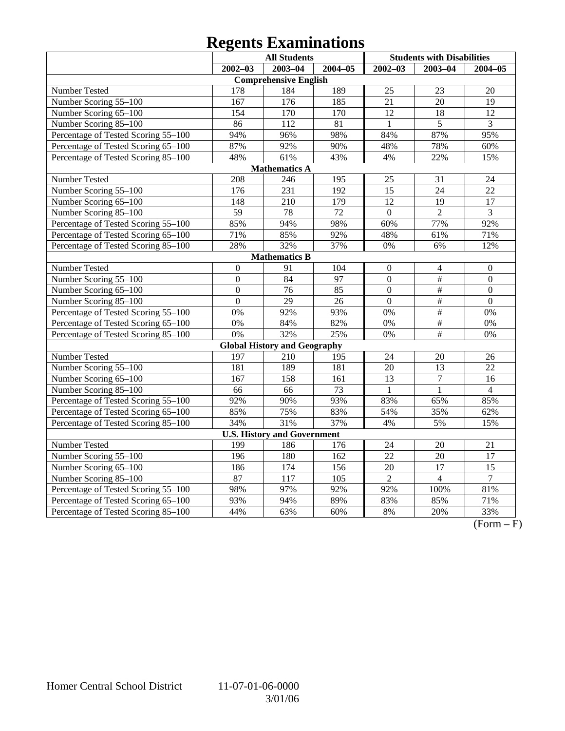# Regents Examinations

| | All Students | | | Students with Disabilities | | |
|---|---|---|---|---|---|---|
| | 2002–03 | 2003–04 | 2004–05 | 2002–03 | 2003–04 | 2004–05 |
| **Comprehensive English** | | | | | | |
| Number Tested | 178 | 184 | 189 | 25 | 23 | 20 |
| Number Scoring 55–100 | 167 | 176 | 185 | 21 | 20 | 19 |
| Number Scoring 65–100 | 154 | 170 | 170 | 12 | 18 | 12 |
| Number Scoring 85–100 | 86 | 112 | 81 | 1 | 5 | 3 |
| Percentage of Tested Scoring 55–100 | 94% | 96% | 98% | 84% | 87% | 95% |
| Percentage of Tested Scoring 65–100 | 87% | 92% | 90% | 48% | 78% | 60% |
| Percentage of Tested Scoring 85–100 | 48% | 61% | 43% | 4% | 22% | 15% |
| **Mathematics A** | | | | | | |
| Number Tested | 208 | 246 | 195 | 25 | 31 | 24 |
| Number Scoring 55–100 | 176 | 231 | 192 | 15 | 24 | 22 |
| Number Scoring 65–100 | 148 | 210 | 179 | 12 | 19 | 17 |
| Number Scoring 85–100 | 59 | 78 | 72 | 0 | 2 | 3 |
| Percentage of Tested Scoring 55–100 | 85% | 94% | 98% | 60% | 77% | 92% |
| Percentage of Tested Scoring 65–100 | 71% | 85% | 92% | 48% | 61% | 71% |
| Percentage of Tested Scoring 85–100 | 28% | 32% | 37% | 0% | 6% | 12% |
| **Mathematics B** | | | | | | |
| Number Tested | 0 | 91 | 104 | 0 | 4 | 0 |
| Number Scoring 55–100 | 0 | 84 | 97 | 0 | # | 0 |
| Number Scoring 65–100 | 0 | 76 | 85 | 0 | # | 0 |
| Number Scoring 85–100 | 0 | 29 | 26 | 0 | # | 0 |
| Percentage of Tested Scoring 55–100 | 0% | 92% | 93% | 0% | # | 0% |
| Percentage of Tested Scoring 65–100 | 0% | 84% | 82% | 0% | # | 0% |
| Percentage of Tested Scoring 85–100 | 0% | 32% | 25% | 0% | # | 0% |
| **Global History and Geography** | | | | | | |
| Number Tested | 197 | 210 | 195 | 24 | 20 | 26 |
| Number Scoring 55–100 | 181 | 189 | 181 | 20 | 13 | 22 |
| Number Scoring 65–100 | 167 | 158 | 161 | 13 | 7 | 16 |
| Number Scoring 85–100 | 66 | 66 | 73 | 1 | 1 | 4 |
| Percentage of Tested Scoring 55–100 | 92% | 90% | 93% | 83% | 65% | 85% |
| Percentage of Tested Scoring 65–100 | 85% | 75% | 83% | 54% | 35% | 62% |
| Percentage of Tested Scoring 85–100 | 34% | 31% | 37% | 4% | 5% | 15% |
| **U.S. History and Government** | | | | | | |
| Number Tested | 199 | 186 | 176 | 24 | 20 | 21 |
| Number Scoring 55–100 | 196 | 180 | 162 | 22 | 20 | 17 |
| Number Scoring 65–100 | 186 | 174 | 156 | 20 | 17 | 15 |
| Number Scoring 85–100 | 87 | 117 | 105 | 2 | 4 | 7 |
| Percentage of Tested Scoring 55–100 | 98% | 97% | 92% | 92% | 100% | 81% |
| Percentage of Tested Scoring 65–100 | 93% | 94% | 89% | 83% | 85% | 71% |
| Percentage of Tested Scoring 85–100 | 44% | 63% | 60% | 8% | 20% | 33% |

(Form – F)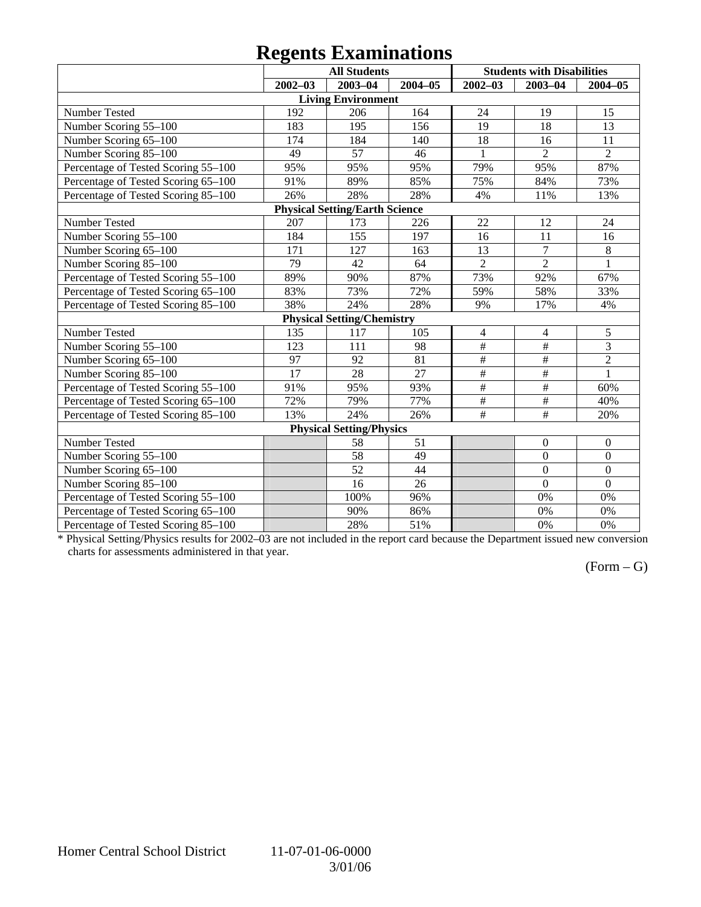# Regents Examinations

| | All Students | | | Students with Disabilities | | |
|---|---|---|---|---|---|---|
| | 2002–03 | 2003–04 | 2004–05 | 2002–03 | 2003–04 | 2004–05 |
| **Living Environment** | | | | | | |
| Number Tested | 192 | 206 | 164 | 24 | 19 | 15 |
| Number Scoring 55–100 | 183 | 195 | 156 | 19 | 18 | 13 |
| Number Scoring 65–100 | 174 | 184 | 140 | 18 | 16 | 11 |
| Number Scoring 85–100 | 49 | 57 | 46 | 1 | 2 | 2 |
| Percentage of Tested Scoring 55–100 | 95% | 95% | 95% | 79% | 95% | 87% |
| Percentage of Tested Scoring 65–100 | 91% | 89% | 85% | 75% | 84% | 73% |
| Percentage of Tested Scoring 85–100 | 26% | 28% | 28% | 4% | 11% | 13% |
| **Physical Setting/Earth Science** | | | | | | |
| Number Tested | 207 | 173 | 226 | 22 | 12 | 24 |
| Number Scoring 55–100 | 184 | 155 | 197 | 16 | 11 | 16 |
| Number Scoring 65–100 | 171 | 127 | 163 | 13 | 7 | 8 |
| Number Scoring 85–100 | 79 | 42 | 64 | 2 | 2 | 1 |
| Percentage of Tested Scoring 55–100 | 89% | 90% | 87% | 73% | 92% | 67% |
| Percentage of Tested Scoring 65–100 | 83% | 73% | 72% | 59% | 58% | 33% |
| Percentage of Tested Scoring 85–100 | 38% | 24% | 28% | 9% | 17% | 4% |
| **Physical Setting/Chemistry** | | | | | | |
| Number Tested | 135 | 117 | 105 | 4 | 4 | 5 |
| Number Scoring 55–100 | 123 | 111 | 98 | # | # | 3 |
| Number Scoring 65–100 | 97 | 92 | 81 | # | # | 2 |
| Number Scoring 85–100 | 17 | 28 | 27 | # | # | 1 |
| Percentage of Tested Scoring 55–100 | 91% | 95% | 93% | # | # | 60% |
| Percentage of Tested Scoring 65–100 | 72% | 79% | 77% | # | # | 40% |
| Percentage of Tested Scoring 85–100 | 13% | 24% | 26% | # | # | 20% |
| **Physical Setting/Physics** | | | | | | |
| Number Tested | | 58 | 51 | | 0 | 0 |
| Number Scoring 55–100 | | 58 | 49 | | 0 | 0 |
| Number Scoring 65–100 | | 52 | 44 | | 0 | 0 |
| Number Scoring 85–100 | | 16 | 26 | | 0 | 0 |
| Percentage of Tested Scoring 55–100 | | 100% | 96% | | 0% | 0% |
| Percentage of Tested Scoring 65–100 | | 90% | 86% | | 0% | 0% |
| Percentage of Tested Scoring 85–100 | | 28% | 51% | | 0% | 0% |

* Physical Setting/Physics results for 2002–03 are not included in the report card because the Department issued new conversion charts for assessments administered in that year.

(Form – G)

Homer Central School District 11-07-01-06-0000 3/01/06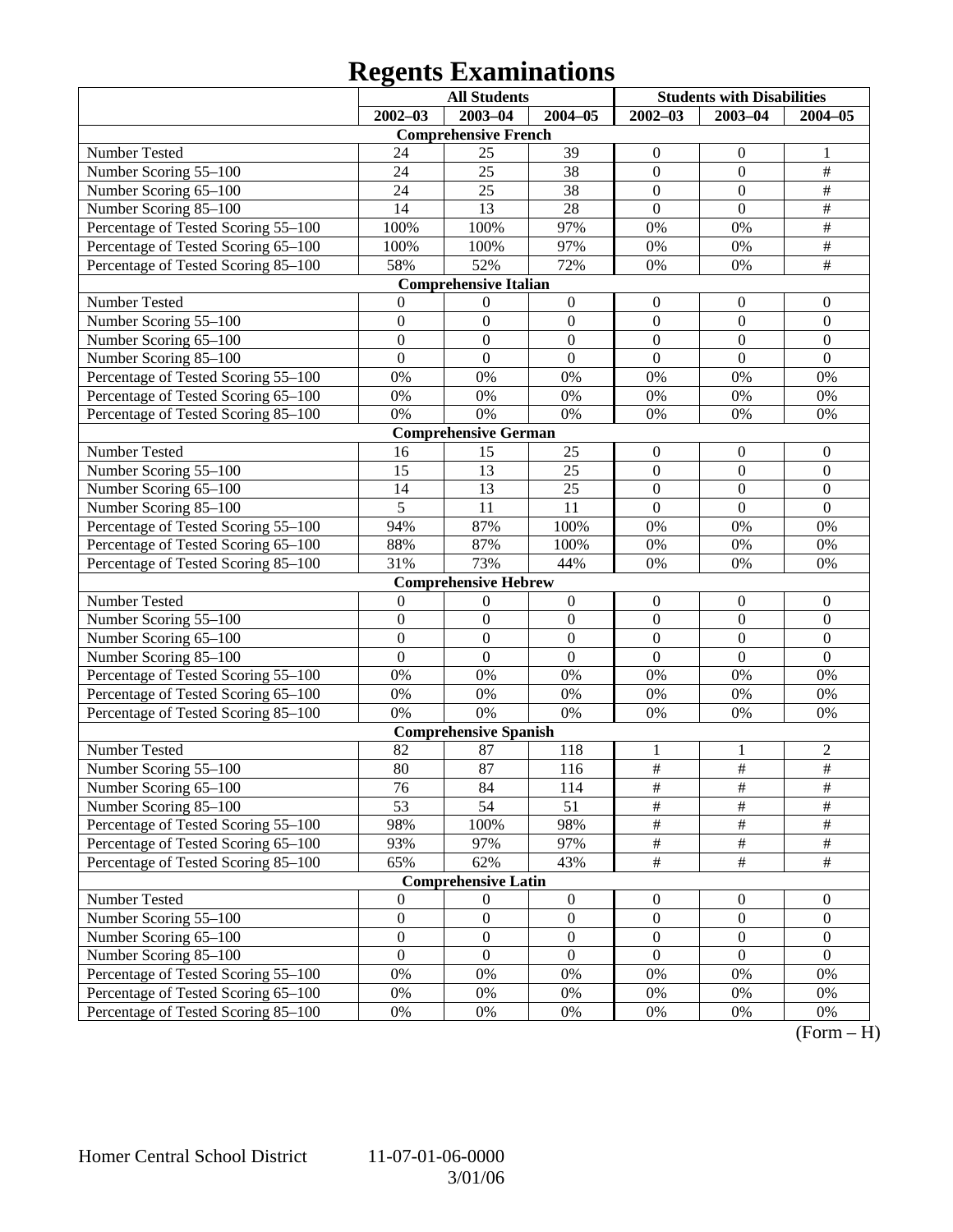# Regents Examinations

| | All Students | | | Students with Disabilities | | |
|---|---|---|---|---|---|---|
| | 2002–03 | 2003–04 | 2004–05 | 2002–03 | 2003–04 | 2004–05 |
| **Comprehensive French** | | | | | | |
| Number Tested | 24 | 25 | 39 | 0 | 0 | 1 |
| Number Scoring 55–100 | 24 | 25 | 38 | 0 | 0 | # |
| Number Scoring 65–100 | 24 | 25 | 38 | 0 | 0 | # |
| Number Scoring 85–100 | 14 | 13 | 28 | 0 | 0 | # |
| Percentage of Tested Scoring 55–100 | 100% | 100% | 97% | 0% | 0% | # |
| Percentage of Tested Scoring 65–100 | 100% | 100% | 97% | 0% | 0% | # |
| Percentage of Tested Scoring 85–100 | 58% | 52% | 72% | 0% | 0% | # |
| **Comprehensive Italian** | | | | | | |
| Number Tested | 0 | 0 | 0 | 0 | 0 | 0 |
| Number Scoring 55–100 | 0 | 0 | 0 | 0 | 0 | 0 |
| Number Scoring 65–100 | 0 | 0 | 0 | 0 | 0 | 0 |
| Number Scoring 85–100 | 0 | 0 | 0 | 0 | 0 | 0 |
| Percentage of Tested Scoring 55–100 | 0% | 0% | 0% | 0% | 0% | 0% |
| Percentage of Tested Scoring 65–100 | 0% | 0% | 0% | 0% | 0% | 0% |
| Percentage of Tested Scoring 85–100 | 0% | 0% | 0% | 0% | 0% | 0% |
| **Comprehensive German** | | | | | | |
| Number Tested | 16 | 15 | 25 | 0 | 0 | 0 |
| Number Scoring 55–100 | 15 | 13 | 25 | 0 | 0 | 0 |
| Number Scoring 65–100 | 14 | 13 | 25 | 0 | 0 | 0 |
| Number Scoring 85–100 | 5 | 11 | 11 | 0 | 0 | 0 |
| Percentage of Tested Scoring 55–100 | 94% | 87% | 100% | 0% | 0% | 0% |
| Percentage of Tested Scoring 65–100 | 88% | 87% | 100% | 0% | 0% | 0% |
| Percentage of Tested Scoring 85–100 | 31% | 73% | 44% | 0% | 0% | 0% |
| **Comprehensive Hebrew** | | | | | | |
| Number Tested | 0 | 0 | 0 | 0 | 0 | 0 |
| Number Scoring 55–100 | 0 | 0 | 0 | 0 | 0 | 0 |
| Number Scoring 65–100 | 0 | 0 | 0 | 0 | 0 | 0 |
| Number Scoring 85–100 | 0 | 0 | 0 | 0 | 0 | 0 |
| Percentage of Tested Scoring 55–100 | 0% | 0% | 0% | 0% | 0% | 0% |
| Percentage of Tested Scoring 65–100 | 0% | 0% | 0% | 0% | 0% | 0% |
| Percentage of Tested Scoring 85–100 | 0% | 0% | 0% | 0% | 0% | 0% |
| **Comprehensive Spanish** | | | | | | |
| Number Tested | 82 | 87 | 118 | 1 | 1 | 2 |
| Number Scoring 55–100 | 80 | 87 | 116 | # | # | # |
| Number Scoring 65–100 | 76 | 84 | 114 | # | # | # |
| Number Scoring 85–100 | 53 | 54 | 51 | # | # | # |
| Percentage of Tested Scoring 55–100 | 98% | 100% | 98% | # | # | # |
| Percentage of Tested Scoring 65–100 | 93% | 97% | 97% | # | # | # |
| Percentage of Tested Scoring 85–100 | 65% | 62% | 43% | # | # | # |
| **Comprehensive Latin** | | | | | | |
| Number Tested | 0 | 0 | 0 | 0 | 0 | 0 |
| Number Scoring 55–100 | 0 | 0 | 0 | 0 | 0 | 0 |
| Number Scoring 65–100 | 0 | 0 | 0 | 0 | 0 | 0 |
| Number Scoring 85–100 | 0 | 0 | 0 | 0 | 0 | 0 |
| Percentage of Tested Scoring 55–100 | 0% | 0% | 0% | 0% | 0% | 0% |
| Percentage of Tested Scoring 65–100 | 0% | 0% | 0% | 0% | 0% | 0% |
| Percentage of Tested Scoring 85–100 | 0% | 0% | 0% | 0% | 0% | 0% |

(Form – H)

Homer Central School District 11-07-01-06-0000
3/01/06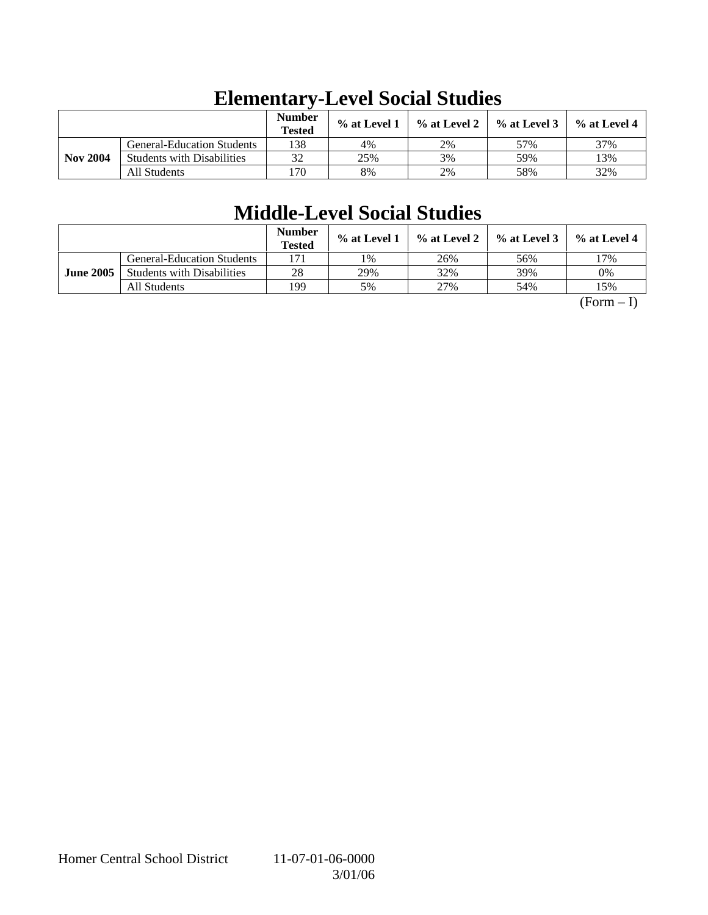# Elementary-Level Social Studies

| | | Number Tested | % at Level 1 | % at Level 2 | % at Level 3 | % at Level 4 |
|---|---|---|---|---|---|---|
| **Nov 2004** | General-Education Students | 138 | 4% | 2% | 57% | 37% |
| | Students with Disabilities | 32 | 25% | 3% | 59% | 13% |
| | All Students | 170 | 8% | 2% | 58% | 32% |

# Middle-Level Social Studies

| | | Number Tested | % at Level 1 | % at Level 2 | % at Level 3 | % at Level 4 |
|---|---|---|---|---|---|---|
| **June 2005** | General-Education Students | 171 | 1% | 26% | 56% | 17% |
| | Students with Disabilities | 28 | 29% | 32% | 39% | 0% |
| | All Students | 199 | 5% | 27% | 54% | 15% |

(Form – I)

Homer Central School District 11-07-01-06-0000
3/01/06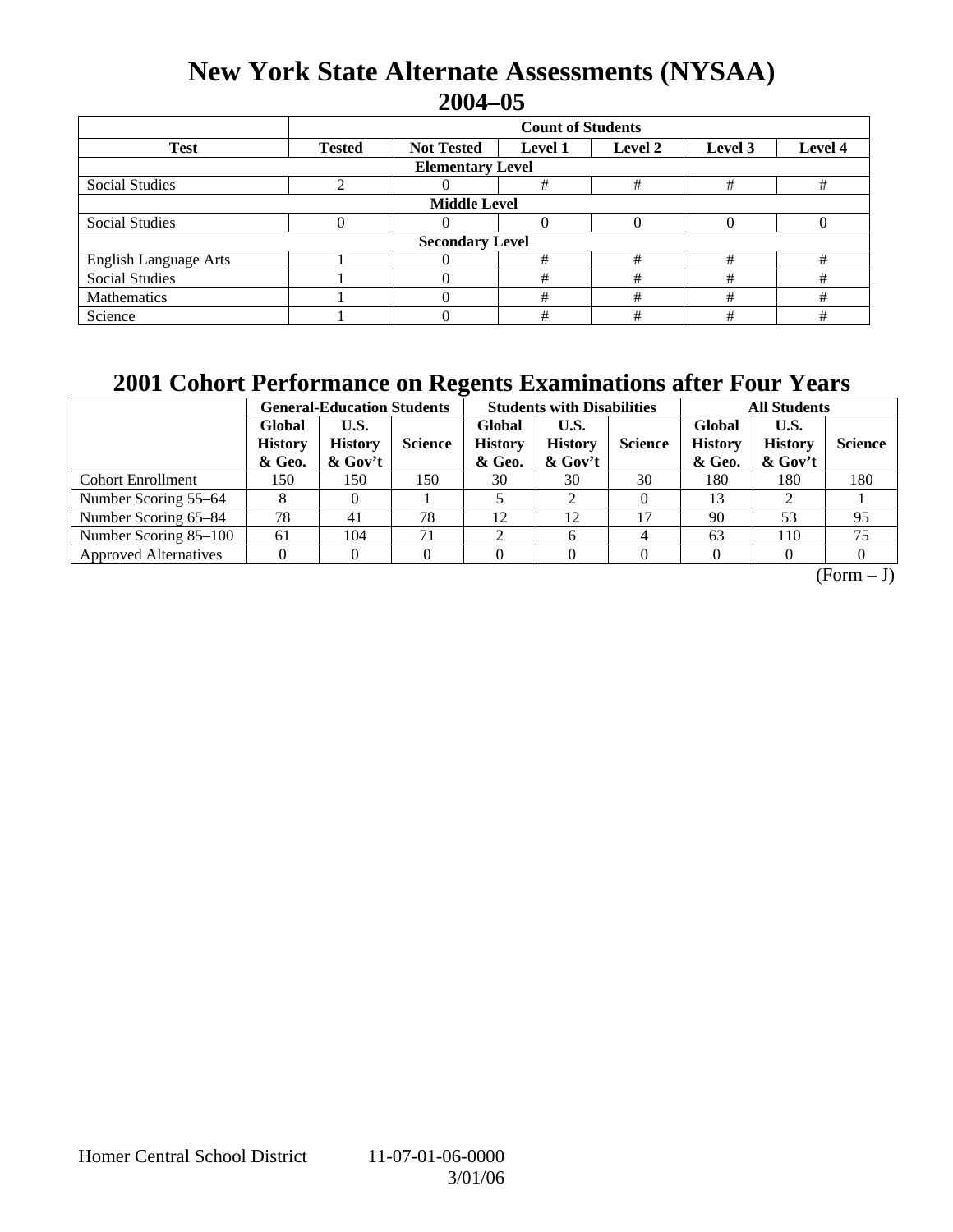# New York State Alternate Assessments (NYSAA) 2004–05

| | Count of Students | | | | | |
|---|---|---|---|---|---|---|
| **Test** | **Tested** | **Not Tested** | **Level 1** | **Level 2** | **Level 3** | **Level 4** |
| **Elementary Level** | | | | | | |
| Social Studies | 2 | 0 | # | # | # | # |
| **Middle Level** | | | | | | |
| Social Studies | 0 | 0 | 0 | 0 | 0 | 0 |
| **Secondary Level** | | | | | | |
| English Language Arts | 1 | 0 | # | # | # | # |
| Social Studies | 1 | 0 | # | # | # | # |
| Mathematics | 1 | 0 | # | # | # | # |
| Science | 1 | 0 | # | # | # | # |

# 2001 Cohort Performance on Regents Examinations after Four Years

| | General-Education Students | | | Students with Disabilities | | | All Students | | |
|---|---|---|---|---|---|---|---|---|---|
| | **Global History & Geo.** | **U.S. History & Gov't** | **Science** | **Global History & Geo.** | **U.S. History & Gov't** | **Science** | **Global History & Geo.** | **U.S. History & Gov't** | **Science** |
| Cohort Enrollment | 150 | 150 | 150 | 30 | 30 | 30 | 180 | 180 | 180 |
| Number Scoring 55–64 | 8 | 0 | 1 | 5 | 2 | 0 | 13 | 2 | 1 |
| Number Scoring 65–84 | 78 | 41 | 78 | 12 | 12 | 17 | 90 | 53 | 95 |
| Number Scoring 85–100 | 61 | 104 | 71 | 2 | 6 | 4 | 63 | 110 | 75 |
| Approved Alternatives | 0 | 0 | 0 | 0 | 0 | 0 | 0 | 0 | 0 |

(Form – J)

Homer Central School District 11-07-01-06-0000 3/01/06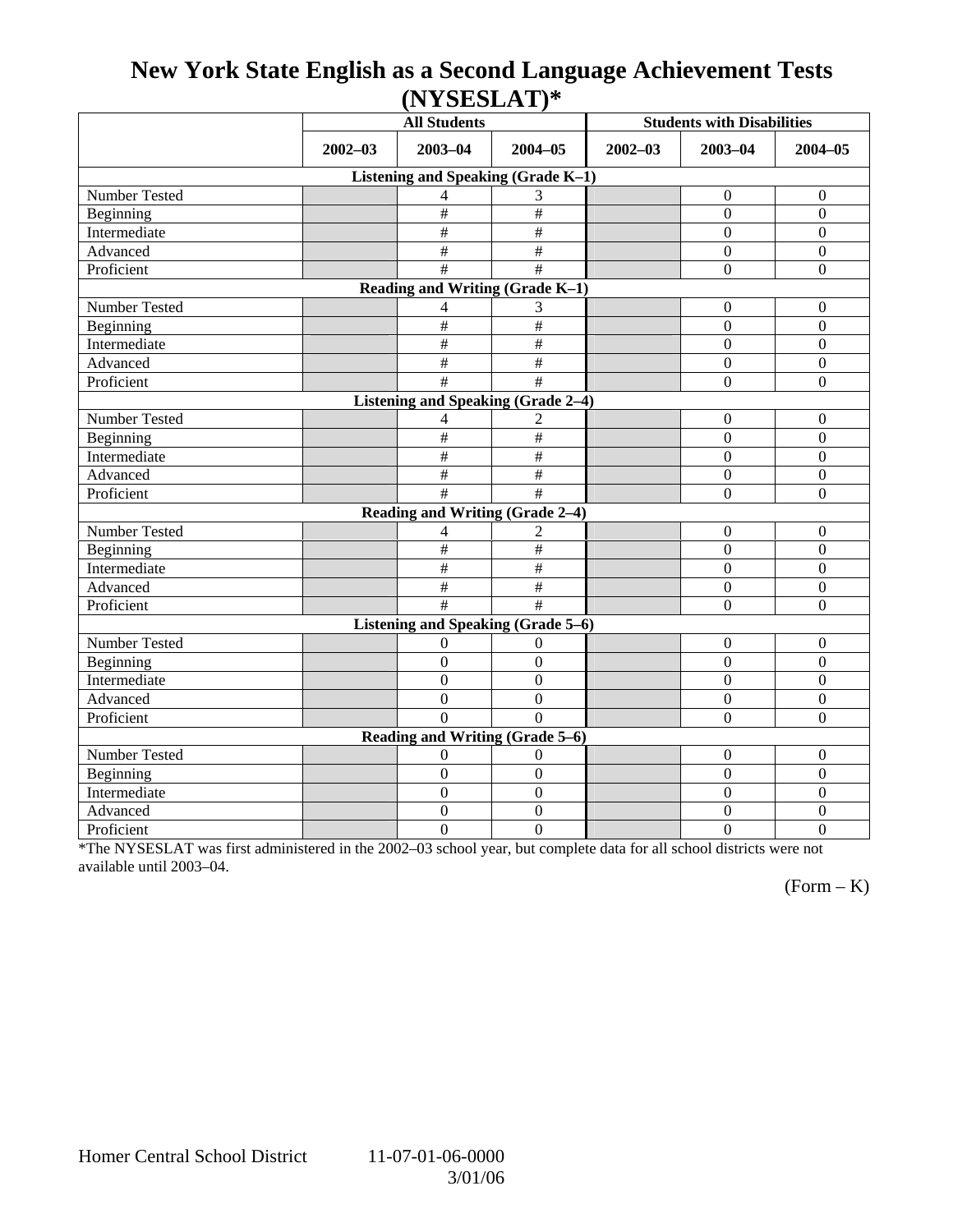# New York State English as a Second Language Achievement Tests (NYSESLAT)*

| | All Students | | | Students with Disabilities | | |
|---|---|---|---|---|---|---|
| | 2002–03 | 2003–04 | 2004–05 | 2002–03 | 2003–04 | 2004–05 |
| **Listening and Speaking (Grade K–1)** | | | | | | |
| Number Tested | | 4 | 3 | | 0 | 0 |
| Beginning | | # | # | | 0 | 0 |
| Intermediate | | # | # | | 0 | 0 |
| Advanced | | # | # | | 0 | 0 |
| Proficient | | # | # | | 0 | 0 |
| **Reading and Writing (Grade K–1)** | | | | | | |
| Number Tested | | 4 | 3 | | 0 | 0 |
| Beginning | | # | # | | 0 | 0 |
| Intermediate | | # | # | | 0 | 0 |
| Advanced | | # | # | | 0 | 0 |
| Proficient | | # | # | | 0 | 0 |
| **Listening and Speaking (Grade 2–4)** | | | | | | |
| Number Tested | | 4 | 2 | | 0 | 0 |
| Beginning | | # | # | | 0 | 0 |
| Intermediate | | # | # | | 0 | 0 |
| Advanced | | # | # | | 0 | 0 |
| Proficient | | # | # | | 0 | 0 |
| **Reading and Writing (Grade 2–4)** | | | | | | |
| Number Tested | | 4 | 2 | | 0 | 0 |
| Beginning | | # | # | | 0 | 0 |
| Intermediate | | # | # | | 0 | 0 |
| Advanced | | # | # | | 0 | 0 |
| Proficient | | # | # | | 0 | 0 |
| **Listening and Speaking (Grade 5–6)** | | | | | | |
| Number Tested | | 0 | 0 | | 0 | 0 |
| Beginning | | 0 | 0 | | 0 | 0 |
| Intermediate | | 0 | 0 | | 0 | 0 |
| Advanced | | 0 | 0 | | 0 | 0 |
| Proficient | | 0 | 0 | | 0 | 0 |
| **Reading and Writing (Grade 5–6)** | | | | | | |
| Number Tested | | 0 | 0 | | 0 | 0 |
| Beginning | | 0 | 0 | | 0 | 0 |
| Intermediate | | 0 | 0 | | 0 | 0 |
| Advanced | | 0 | 0 | | 0 | 0 |
| Proficient | | 0 | 0 | | 0 | 0 |

*The NYSESLAT was first administered in the 2002–03 school year, but complete data for all school districts were not available until 2003–04.

(Form – K)

Homer Central School District 11-07-01-06-0000 3/01/06